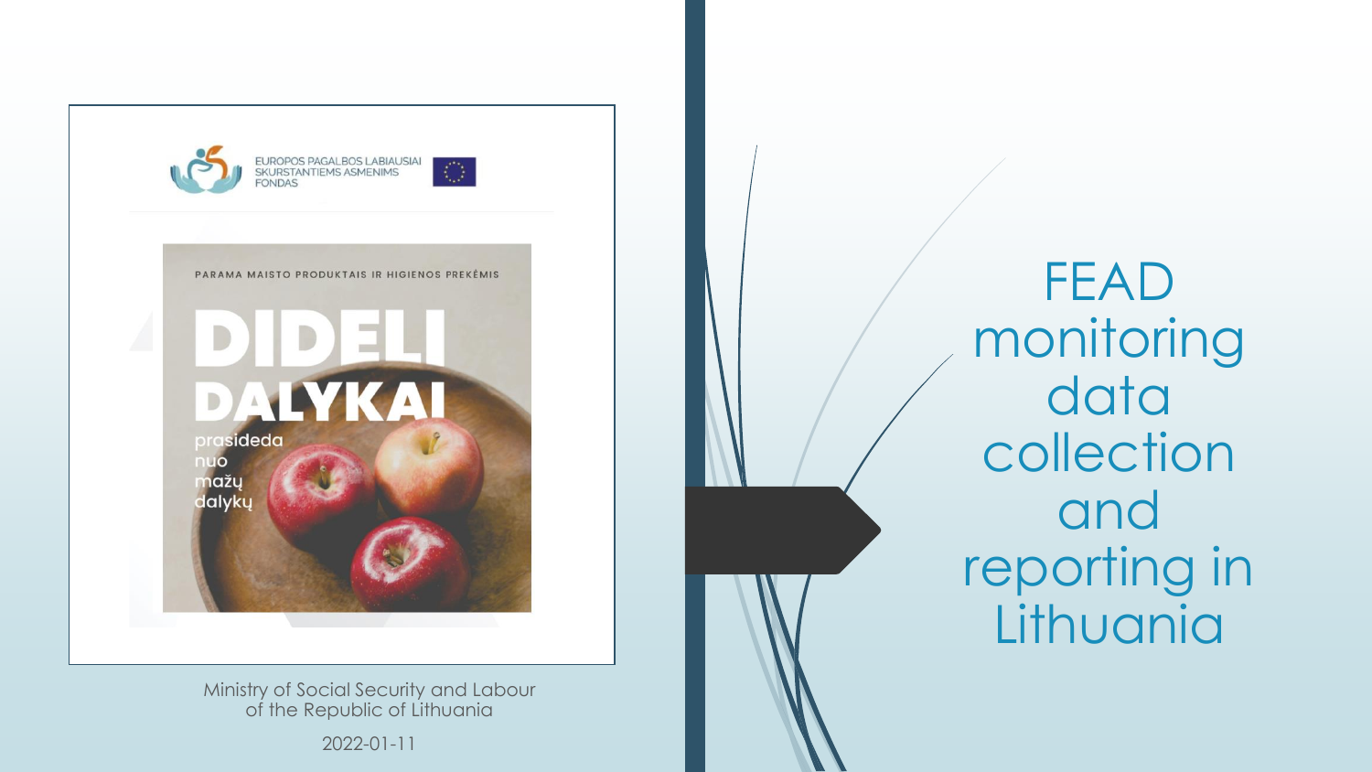EUROPOS PAGALBOS LABIAUSIAI SKURSTANTIEMS ASMENIMS FONDAS

PARAMA MAISTO PRODUKTAIS IR HIGIENOS PREKĖMIS

DIDELI DALYKAI prasideda nuo mažų dalykų

# FEAD monitoring data collection and reporting in Lithuania

Ministry of Social Security and Labour of the Republic of Lithuania

2022-01-11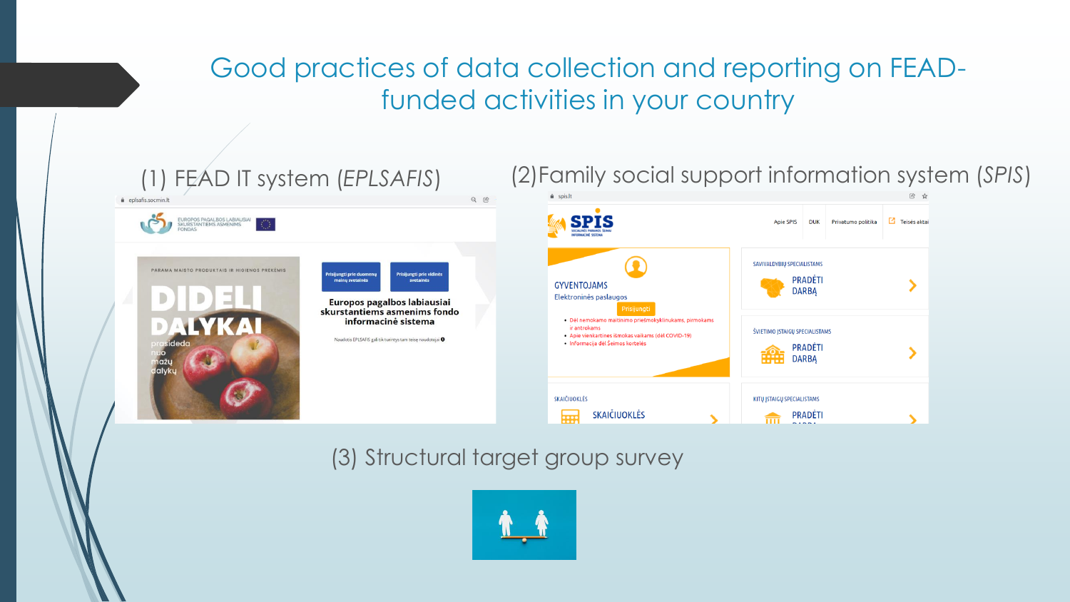# Good practices of data collection and reporting on FEAD-funded activities in your country

(1) FEAD IT system (*EPLSAFIS*)

(2) Family social support information system (*SPIS*)

(3) Structural target group survey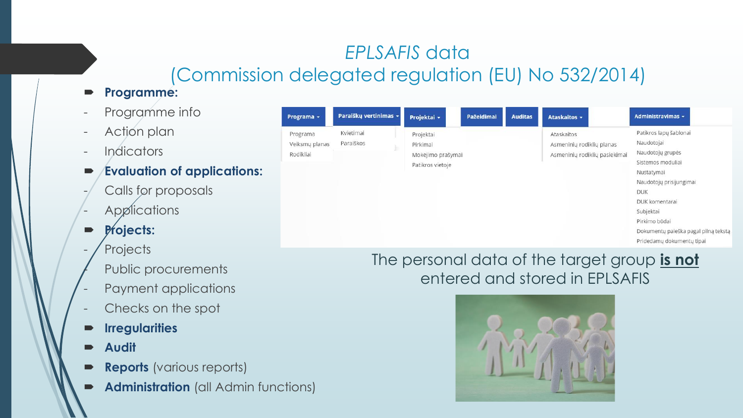# *EPLSAFIS* data
## (Commission delegated regulation (EU) No 532/2014)

- **Programme:**
  - Programme info
  - Action plan
  - Indicators
- **Evaluation of applications:**
  - Calls for proposals
  - Applications
- **Projects:**
  - Projects
  - Public procurements
  - Payment applications
  - Checks on the spot
- **Irregularities**
- **Audit**
- **Reports** (various reports)
- **Administration** (all Admin functions)

| Programa | Paraiškų vertinimas | Projektai | Pažeidimai | Auditas | Ataskaitos | Administravimas |
|---|---|---|---|---|---|---|
| Programa | Kvietimai | Projektai | | | Ataskaitos | Patikros lapų šablonai |
| Veiksmų planas | Paraiškos | Pirkimai | | | Asmeninių rodiklių planas | Naudotojai |
| Rodikliai | | Mokėjimo prašymai | | | Asmeninių rodiklių pasiekimai | Naudotojų grupės |
| | | Patikros vietoje | | | | Sistemos moduliai |
| | | | | | | Nustatymai |
| | | | | | | Naudotojų prisijungimai |
| | | | | | | DUK |
| | | | | | | DUK komentarai |
| | | | | | | Subjektai |
| | | | | | | Pirkimo būdai |
| | | | | | | Dokumentų paieška pagal pilną tekstą |
| | | | | | | Pridedamų dokumentų tipai |

The personal data of the target group **is not** entered and stored in EPLSAFIS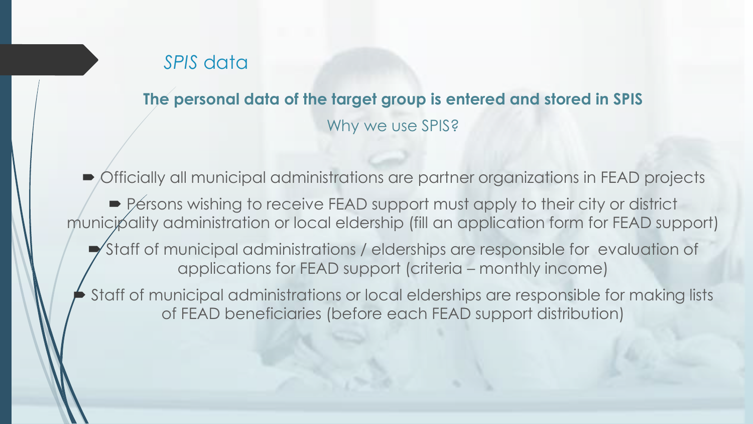## *SPIS* data

**The personal data of the target group is entered and stored in SPIS**

Why we use SPIS?

- Officially all municipal administrations are partner organizations in FEAD projects
- Persons wishing to receive FEAD support must apply to their city or district municipality administration or local eldership (fill an application form for FEAD support)
- Staff of municipal administrations / elderships are responsible for evaluation of applications for FEAD support (criteria – monthly income)
- Staff of municipal administrations or local elderships are responsible for making lists of FEAD beneficiaries (before each FEAD support distribution)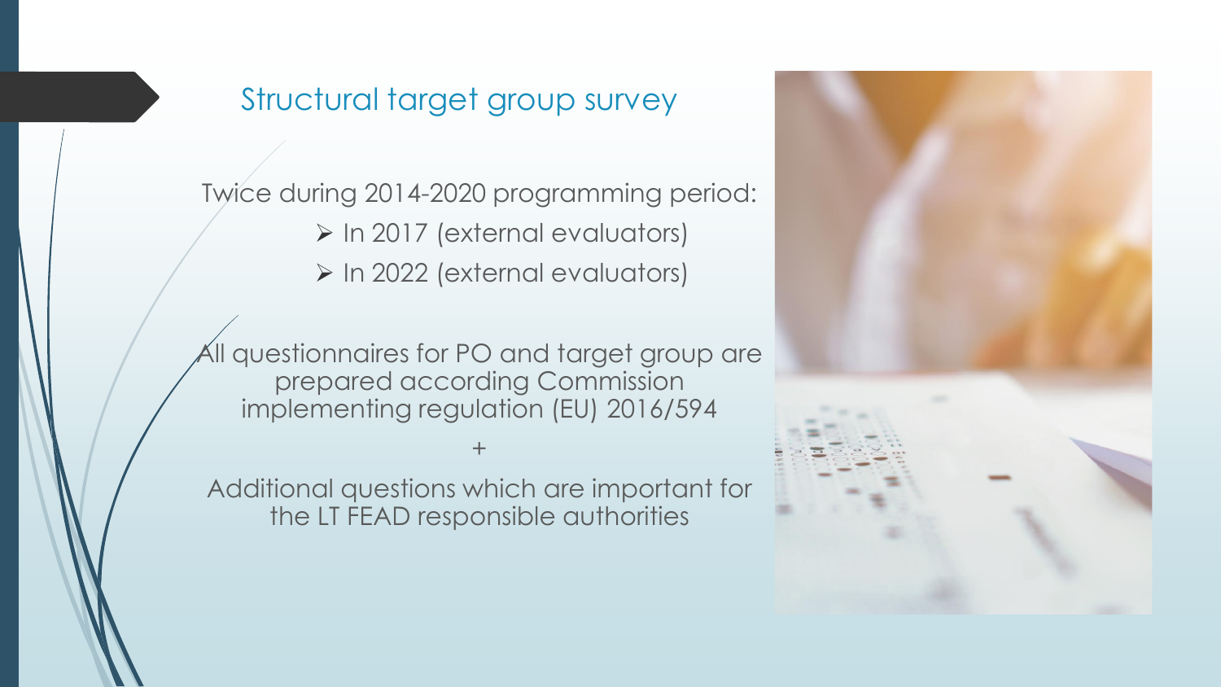## Structural target group survey

Twice during 2014-2020 programming period:

- In 2017 (external evaluators)
- In 2022 (external evaluators)

All questionnaires for PO and target group are prepared according Commission implementing regulation (EU) 2016/594

+

Additional questions which are important for the LT FEAD responsible authorities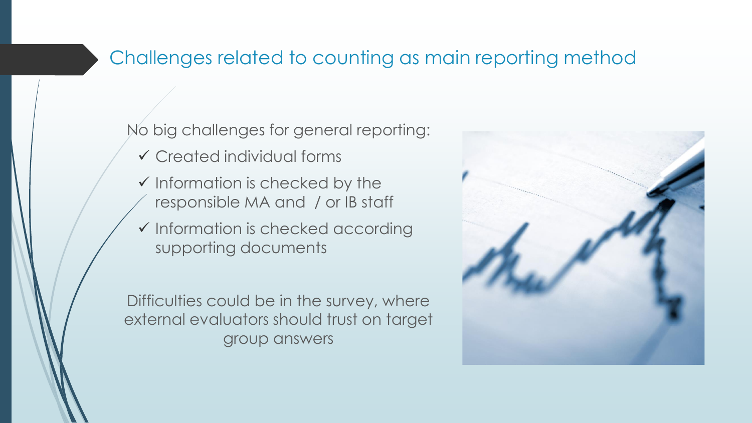## Challenges related to counting as main reporting method

No big challenges for general reporting:

- ✓ Created individual forms
- ✓ Information is checked by the responsible MA and / or IB staff
- ✓ Information is checked according supporting documents

Difficulties could be in the survey, where external evaluators should trust on target group answers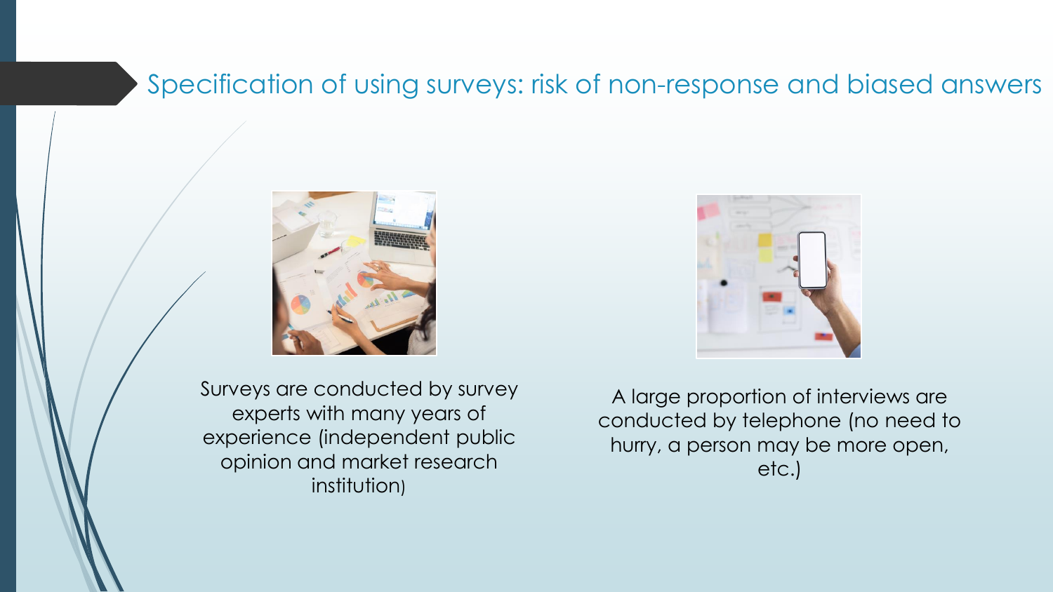## Specification of using surveys: risk of non-response and biased answers

Surveys are conducted by survey experts with many years of experience (independent public opinion and market research institution)

A large proportion of interviews are conducted by telephone (no need to hurry, a person may be more open, etc.)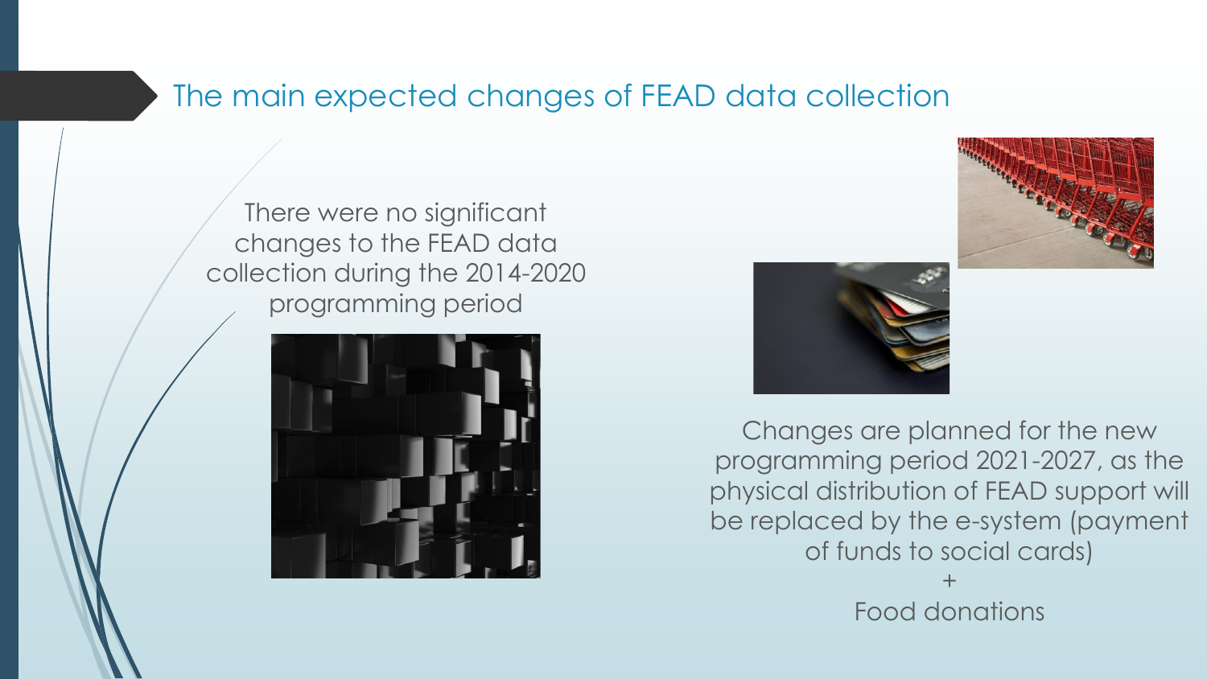# The main expected changes of FEAD data collection

There were no significant changes to the FEAD data collection during the 2014-2020 programming period

Changes are planned for the new programming period 2021-2027, as the physical distribution of FEAD support will be replaced by the e-system (payment of funds to social cards)

+

Food donations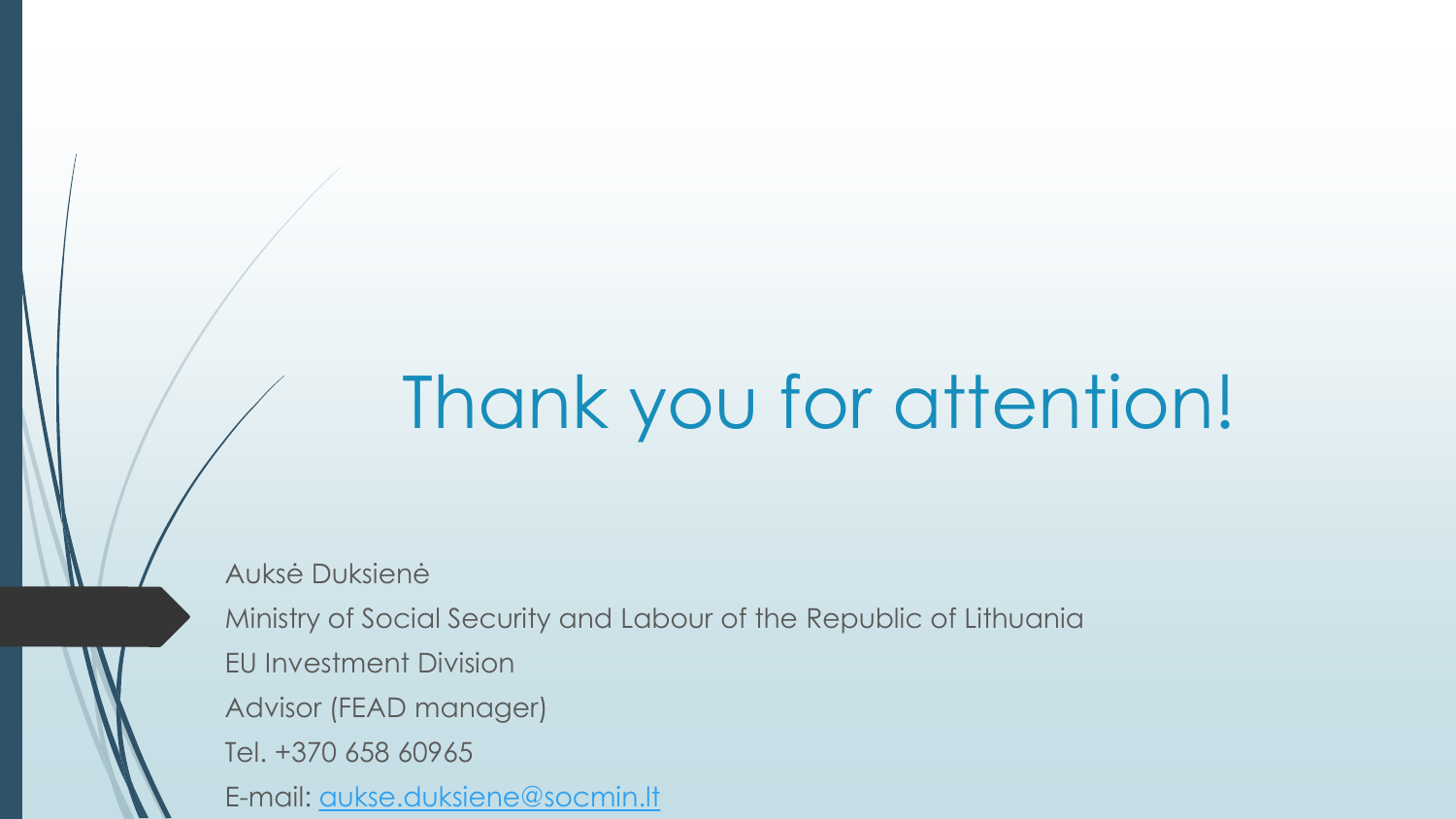# Thank you for attention!

Auksė Duksienė

Ministry of Social Security and Labour of the Republic of Lithuania

EU Investment Division

Advisor (FEAD manager)

Tel. +370 658 60965

E-mail: aukse.duksiene@socmin.lt